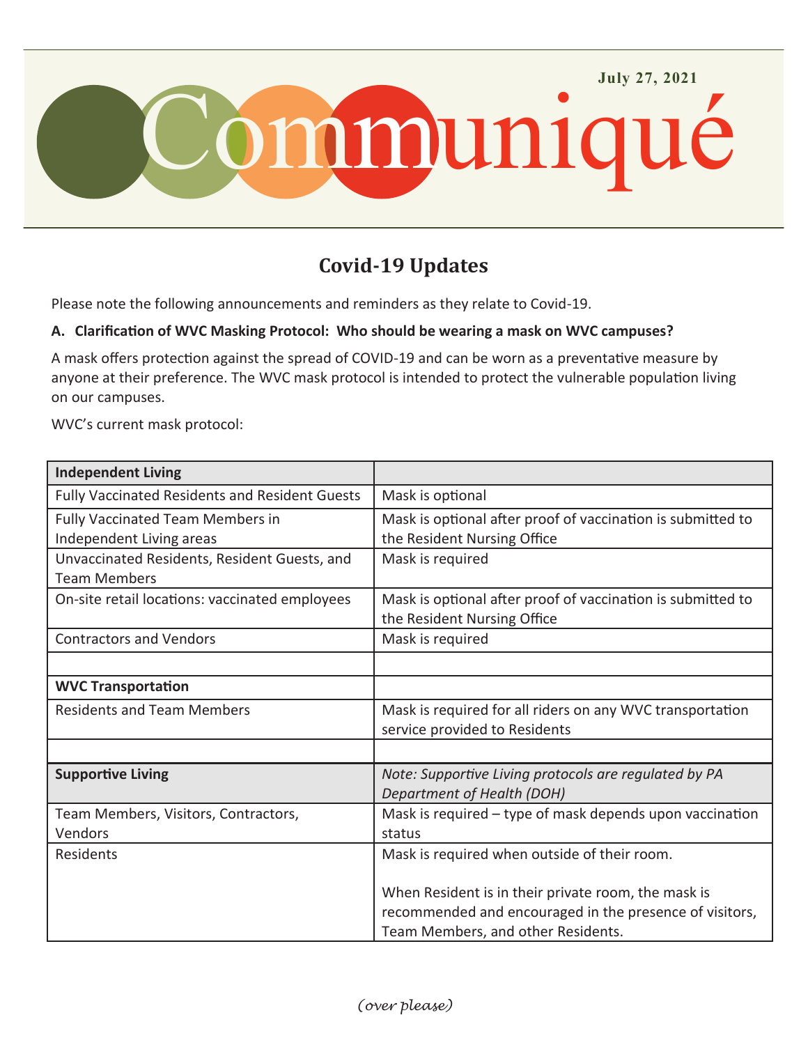July 27, 2021

# Communiqué

## Covid-19 Updates

Please note the following announcements and reminders as they relate to Covid-19.

**A. Clarification of WVC Masking Protocol: Who should be wearing a mask on WVC campuses?**

A mask offers protection against the spread of COVID-19 and can be worn as a preventative measure by anyone at their preference. The WVC mask protocol is intended to protect the vulnerable population living on our campuses.

WVC's current mask protocol:

| **Independent Living** | |
|---|---|
| Fully Vaccinated Residents and Resident Guests | Mask is optional |
| Fully Vaccinated Team Members in Independent Living areas | Mask is optional after proof of vaccination is submitted to the Resident Nursing Office |
| Unvaccinated Residents, Resident Guests, and Team Members | Mask is required |
| On-site retail locations: vaccinated employees | Mask is optional after proof of vaccination is submitted to the Resident Nursing Office |
| Contractors and Vendors | Mask is required |
| | |
| **WVC Transportation** | |
| Residents and Team Members | Mask is required for all riders on any WVC transportation service provided to Residents |
| | |
| **Supportive Living** | *Note: Supportive Living protocols are regulated by PA Department of Health (DOH)* |
| Team Members, Visitors, Contractors, Vendors | Mask is required – type of mask depends upon vaccination status |
| Residents | Mask is required when outside of their room.<br><br>When Resident is in their private room, the mask is recommended and encouraged in the presence of visitors, Team Members, and other Residents. |

*(over please)*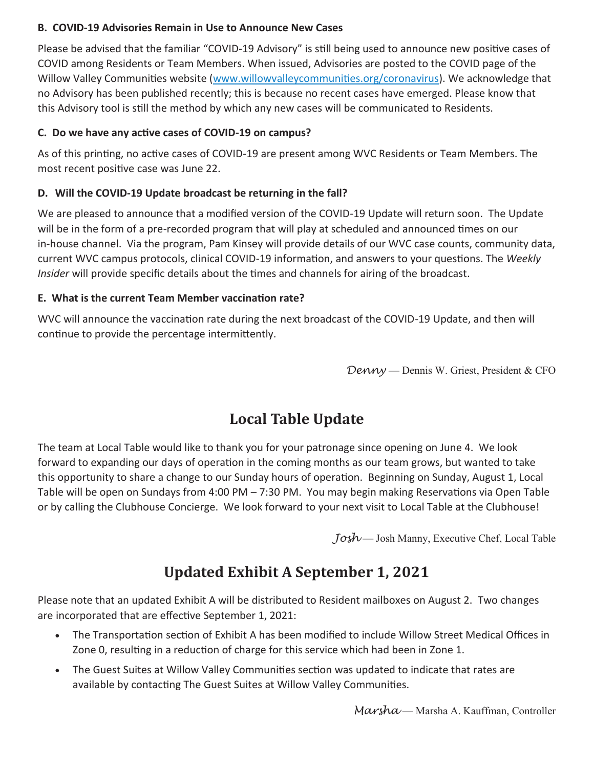**B. COVID-19 Advisories Remain in Use to Announce New Cases**

Please be advised that the familiar "COVID-19 Advisory" is still being used to announce new positive cases of COVID among Residents or Team Members. When issued, Advisories are posted to the COVID page of the Willow Valley Communities website (www.willowvalleycommunities.org/coronavirus). We acknowledge that no Advisory has been published recently; this is because no recent cases have emerged. Please know that this Advisory tool is still the method by which any new cases will be communicated to Residents.

**C. Do we have any active cases of COVID-19 on campus?**

As of this printing, no active cases of COVID-19 are present among WVC Residents or Team Members. The most recent positive case was June 22.

**D. Will the COVID-19 Update broadcast be returning in the fall?**

We are pleased to announce that a modified version of the COVID-19 Update will return soon. The Update will be in the form of a pre-recorded program that will play at scheduled and announced times on our in-house channel. Via the program, Pam Kinsey will provide details of our WVC case counts, community data, current WVC campus protocols, clinical COVID-19 information, and answers to your questions. The *Weekly Insider* will provide specific details about the times and channels for airing of the broadcast.

**E. What is the current Team Member vaccination rate?**

WVC will announce the vaccination rate during the next broadcast of the COVID-19 Update, and then will continue to provide the percentage intermittently.

*Denny* — Dennis W. Griest, President & CFO

## Local Table Update

The team at Local Table would like to thank you for your patronage since opening on June 4. We look forward to expanding our days of operation in the coming months as our team grows, but wanted to take this opportunity to share a change to our Sunday hours of operation. Beginning on Sunday, August 1, Local Table will be open on Sundays from 4:00 PM – 7:30 PM. You may begin making Reservations via Open Table or by calling the Clubhouse Concierge. We look forward to your next visit to Local Table at the Clubhouse!

*Josh* — Josh Manny, Executive Chef, Local Table

## Updated Exhibit A September 1, 2021

Please note that an updated Exhibit A will be distributed to Resident mailboxes on August 2. Two changes are incorporated that are effective September 1, 2021:

- The Transportation section of Exhibit A has been modified to include Willow Street Medical Offices in Zone 0, resulting in a reduction of charge for this service which had been in Zone 1.
- The Guest Suites at Willow Valley Communities section was updated to indicate that rates are available by contacting The Guest Suites at Willow Valley Communities.

*Marsha* — Marsha A. Kauffman, Controller